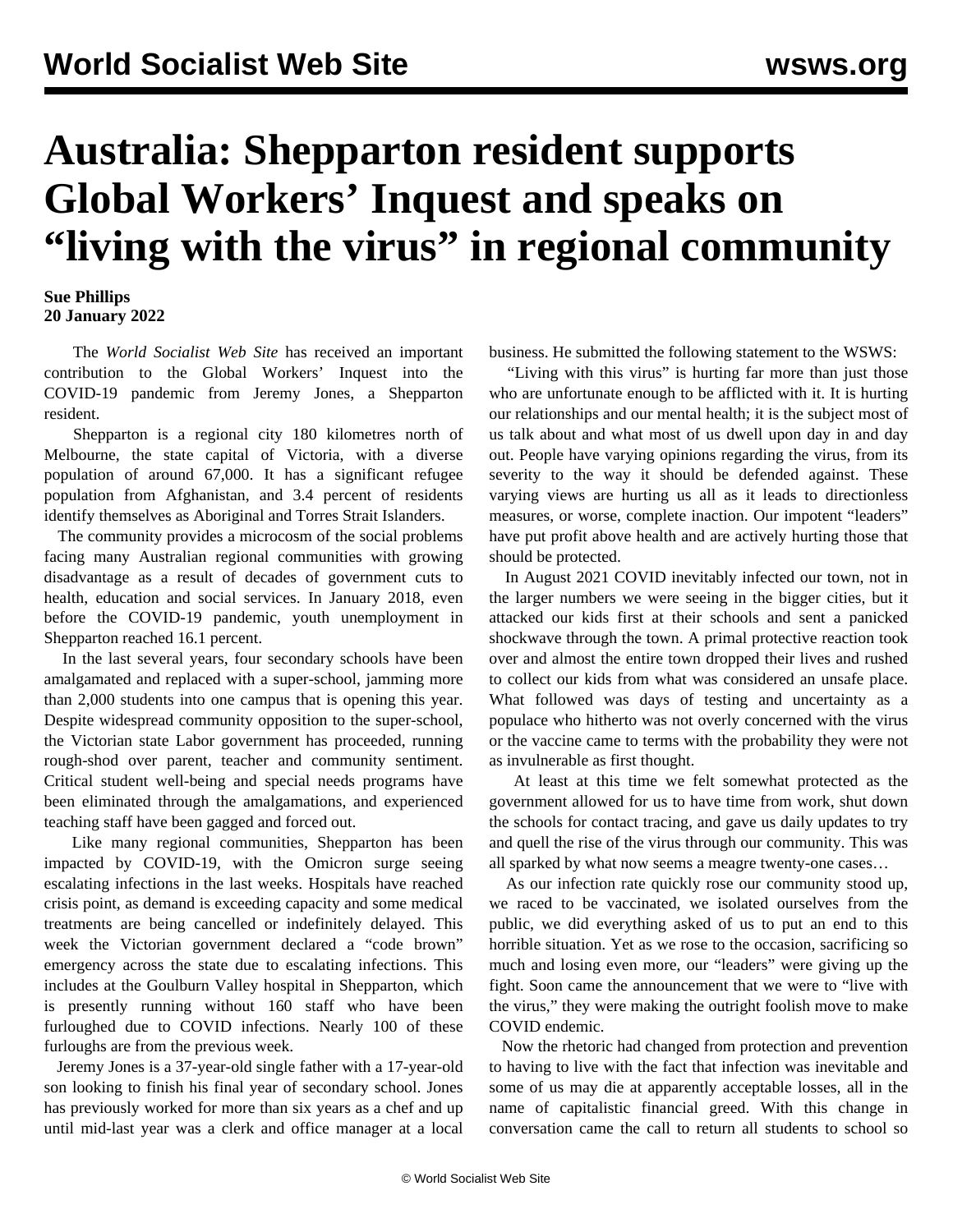# Australia: Shepparton resident supports Global Workers' Inquest and speaks on "living with the virus" in regional community

**Sue Phillips**
**20 January 2022**

The *World Socialist Web Site* has received an important contribution to the Global Workers' Inquest into the COVID-19 pandemic from Jeremy Jones, a Shepparton resident.

Shepparton is a regional city 180 kilometres north of Melbourne, the state capital of Victoria, with a diverse population of around 67,000. It has a significant refugee population from Afghanistan, and 3.4 percent of residents identify themselves as Aboriginal and Torres Strait Islanders.

The community provides a microcosm of the social problems facing many Australian regional communities with growing disadvantage as a result of decades of government cuts to health, education and social services. In January 2018, even before the COVID-19 pandemic, youth unemployment in Shepparton reached 16.1 percent.

In the last several years, four secondary schools have been amalgamated and replaced with a super-school, jamming more than 2,000 students into one campus that is opening this year. Despite widespread community opposition to the super-school, the Victorian state Labor government has proceeded, running rough-shod over parent, teacher and community sentiment. Critical student well-being and special needs programs have been eliminated through the amalgamations, and experienced teaching staff have been gagged and forced out.

Like many regional communities, Shepparton has been impacted by COVID-19, with the Omicron surge seeing escalating infections in the last weeks. Hospitals have reached crisis point, as demand is exceeding capacity and some medical treatments are being cancelled or indefinitely delayed. This week the Victorian government declared a "code brown" emergency across the state due to escalating infections. This includes at the Goulburn Valley hospital in Shepparton, which is presently running without 160 staff who have been furloughed due to COVID infections. Nearly 100 of these furloughs are from the previous week.

Jeremy Jones is a 37-year-old single father with a 17-year-old son looking to finish his final year of secondary school. Jones has previously worked for more than six years as a chef and up until mid-last year was a clerk and office manager at a local business. He submitted the following statement to the WSWS:

"Living with this virus" is hurting far more than just those who are unfortunate enough to be afflicted with it. It is hurting our relationships and our mental health; it is the subject most of us talk about and what most of us dwell upon day in and day out. People have varying opinions regarding the virus, from its severity to the way it should be defended against. These varying views are hurting us all as it leads to directionless measures, or worse, complete inaction. Our impotent "leaders" have put profit above health and are actively hurting those that should be protected.

In August 2021 COVID inevitably infected our town, not in the larger numbers we were seeing in the bigger cities, but it attacked our kids first at their schools and sent a panicked shockwave through the town. A primal protective reaction took over and almost the entire town dropped their lives and rushed to collect our kids from what was considered an unsafe place. What followed was days of testing and uncertainty as a populace who hitherto was not overly concerned with the virus or the vaccine came to terms with the probability they were not as invulnerable as first thought.

At least at this time we felt somewhat protected as the government allowed for us to have time from work, shut down the schools for contact tracing, and gave us daily updates to try and quell the rise of the virus through our community. This was all sparked by what now seems a meagre twenty-one cases…

As our infection rate quickly rose our community stood up, we raced to be vaccinated, we isolated ourselves from the public, we did everything asked of us to put an end to this horrible situation. Yet as we rose to the occasion, sacrificing so much and losing even more, our "leaders" were giving up the fight. Soon came the announcement that we were to "live with the virus," they were making the outright foolish move to make COVID endemic.

Now the rhetoric had changed from protection and prevention to having to live with the fact that infection was inevitable and some of us may die at apparently acceptable losses, all in the name of capitalistic financial greed. With this change in conversation came the call to return all students to school so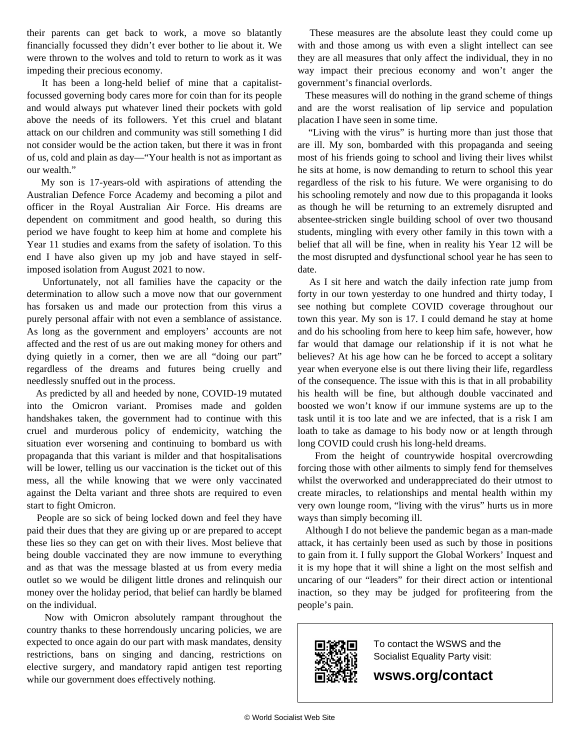their parents can get back to work, a move so blatantly financially focussed they didn't ever bother to lie about it. We were thrown to the wolves and told to return to work as it was impeding their precious economy.

It has been a long-held belief of mine that a capitalist-focussed governing body cares more for coin than for its people and would always put whatever lined their pockets with gold above the needs of its followers. Yet this cruel and blatant attack on our children and community was still something I did not consider would be the action taken, but there it was in front of us, cold and plain as day—"Your health is not as important as our wealth."

My son is 17-years-old with aspirations of attending the Australian Defence Force Academy and becoming a pilot and officer in the Royal Australian Air Force. His dreams are dependent on commitment and good health, so during this period we have fought to keep him at home and complete his Year 11 studies and exams from the safety of isolation. To this end I have also given up my job and have stayed in self-imposed isolation from August 2021 to now.

Unfortunately, not all families have the capacity or the determination to allow such a move now that our government has forsaken us and made our protection from this virus a purely personal affair with not even a semblance of assistance. As long as the government and employers' accounts are not affected and the rest of us are out making money for others and dying quietly in a corner, then we are all "doing our part" regardless of the dreams and futures being cruelly and needlessly snuffed out in the process.

As predicted by all and heeded by none, COVID-19 mutated into the Omicron variant. Promises made and golden handshakes taken, the government had to continue with this cruel and murderous policy of endemicity, watching the situation ever worsening and continuing to bombard us with propaganda that this variant is milder and that hospitalisations will be lower, telling us our vaccination is the ticket out of this mess, all the while knowing that we were only vaccinated against the Delta variant and three shots are required to even start to fight Omicron.

People are so sick of being locked down and feel they have paid their dues that they are giving up or are prepared to accept these lies so they can get on with their lives. Most believe that being double vaccinated they are now immune to everything and as that was the message blasted at us from every media outlet so we would be diligent little drones and relinquish our money over the holiday period, that belief can hardly be blamed on the individual.

Now with Omicron absolutely rampant throughout the country thanks to these horrendously uncaring policies, we are expected to once again do our part with mask mandates, density restrictions, bans on singing and dancing, restrictions on elective surgery, and mandatory rapid antigen test reporting while our government does effectively nothing.

These measures are the absolute least they could come up with and those among us with even a slight intellect can see they are all measures that only affect the individual, they in no way impact their precious economy and won't anger the government's financial overlords.

These measures will do nothing in the grand scheme of things and are the worst realisation of lip service and population placation I have seen in some time.

"Living with the virus" is hurting more than just those that are ill. My son, bombarded with this propaganda and seeing most of his friends going to school and living their lives whilst he sits at home, is now demanding to return to school this year regardless of the risk to his future. We were organising to do his schooling remotely and now due to this propaganda it looks as though he will be returning to an extremely disrupted and absentee-stricken single building school of over two thousand students, mingling with every other family in this town with a belief that all will be fine, when in reality his Year 12 will be the most disrupted and dysfunctional school year he has seen to date.

As I sit here and watch the daily infection rate jump from forty in our town yesterday to one hundred and thirty today, I see nothing but complete COVID coverage throughout our town this year. My son is 17. I could demand he stay at home and do his schooling from here to keep him safe, however, how far would that damage our relationship if it is not what he believes? At his age how can he be forced to accept a solitary year when everyone else is out there living their life, regardless of the consequence. The issue with this is that in all probability his health will be fine, but although double vaccinated and boosted we won't know if our immune systems are up to the task until it is too late and we are infected, that is a risk I am loath to take as damage to his body now or at length through long COVID could crush his long-held dreams.

From the height of countrywide hospital overcrowding forcing those with other ailments to simply fend for themselves whilst the overworked and underappreciated do their utmost to create miracles, to relationships and mental health within my very own lounge room, "living with the virus" hurts us in more ways than simply becoming ill.

Although I do not believe the pandemic began as a man-made attack, it has certainly been used as such by those in positions to gain from it. I fully support the Global Workers' Inquest and it is my hope that it will shine a light on the most selfish and uncaring of our "leaders" for their direct action or intentional inaction, so they may be judged for profiteering from the people's pain.

To contact the WSWS and the Socialist Equality Party visit:

**wsws.org/contact**